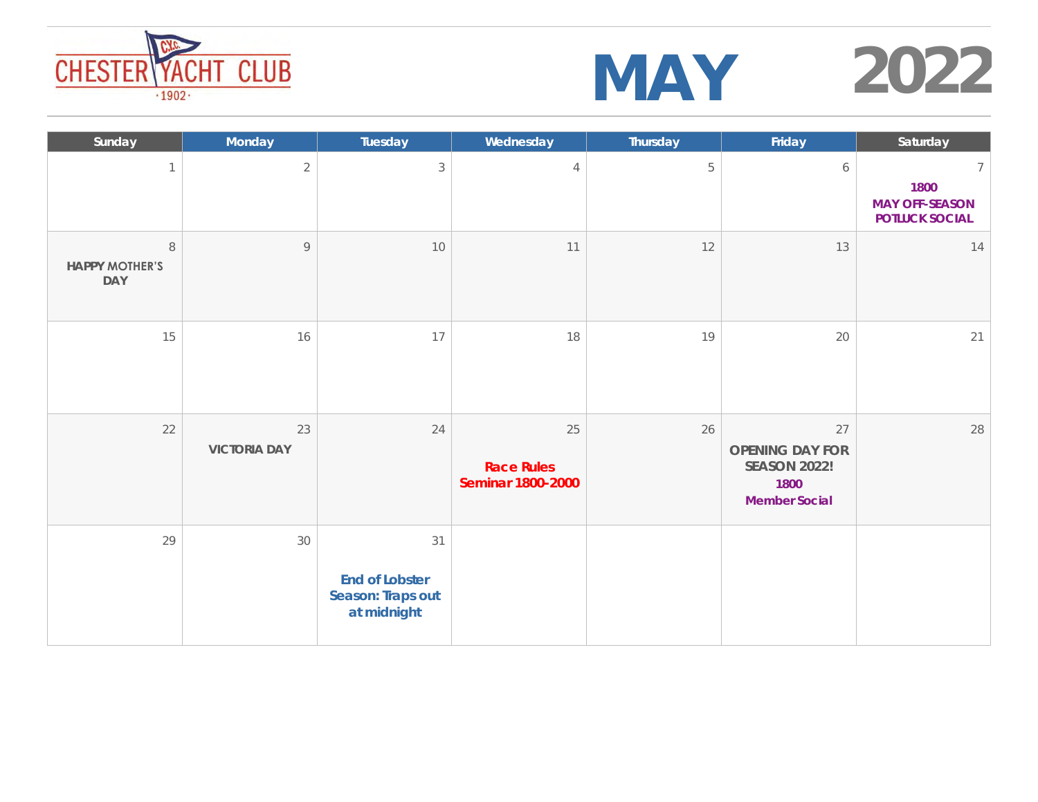CHESTER YACHT CLUB · 1902 ·

# MAY 2022

| Sunday | Monday | Tuesday | Wednesday | Thursday | Friday | Saturday |
|---|---|---|---|---|---|---|
| 1 | 2 | 3 | 4 | 5 | 6 | 7<br>**1800**<br>**MAY OFF-SEASON POTLUCK SOCIAL** |
| 8<br>**HAPPY MOTHER'S DAY** | 9 | 10 | 11 | 12 | 13 | 14 |
| 15 | 16 | 17 | 18 | 19 | 20 | 21 |
| 22 | 23<br>**VICTORIA DAY** | 24 | 25<br>**Race Rules Seminar 1800-2000** | 26 | 27<br>**OPENING DAY FOR SEASON 2022!**<br>**1800**<br>**Member Social** | 28 |
| 29 | 30 | 31<br>**End of Lobster Season: Traps out at midnight** | | | | |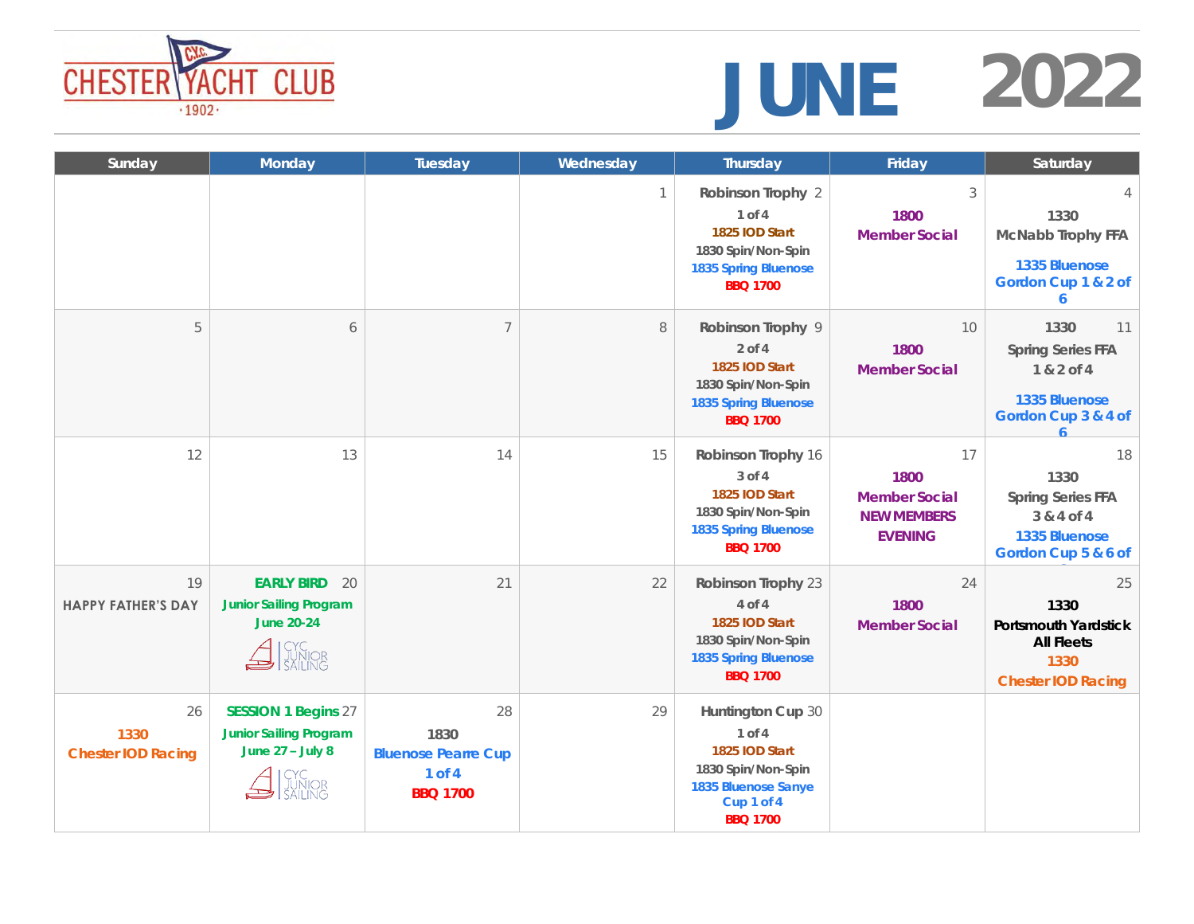CHESTER YACHT CLUB · 1902 ·

# JUNE 2022

| Sunday | Monday | Tuesday | Wednesday | Thursday | Friday | Saturday |
|---|---|---|---|---|---|---|
| | | | 1 | Robinson Trophy 2 1 of 4 1825 IOD Start 1830 Spin/Non-Spin 1835 Spring Bluenose BBQ 1700 | 3 1800 Member Social | 4 1330 McNabb Trophy FFA 1335 Bluenose Gordon Cup 1 & 2 of 6 |
| 5 | 6 | 7 | 8 | Robinson Trophy 9 2 of 4 1825 IOD Start 1830 Spin/Non-Spin 1835 Spring Bluenose BBQ 1700 | 10 1800 Member Social | 1330 11 Spring Series FFA 1 & 2 of 4 1335 Bluenose Gordon Cup 3 & 4 of 6 |
| 12 | 13 | 14 | 15 | Robinson Trophy 16 3 of 4 1825 IOD Start 1830 Spin/Non-Spin 1835 Spring Bluenose BBQ 1700 | 17 1800 Member Social NEW MEMBERS EVENING | 18 1330 Spring Series FFA 3 & 4 of 4 1335 Bluenose Gordon Cup 5 & 6 of 6 |
| 19 HAPPY FATHER'S DAY | EARLY BIRD 20 Junior Sailing Program June 20-24 CYC JUNIOR SAILING | 21 | 22 | Robinson Trophy 23 4 of 4 1825 IOD Start 1830 Spin/Non-Spin 1835 Spring Bluenose BBQ 1700 | 24 1800 Member Social | 25 1330 Portsmouth Yardstick All Fleets 1330 Chester IOD Racing |
| 26 1330 Chester IOD Racing | SESSION 1 Begins 27 Junior Sailing Program June 27 – July 8 CYC JUNIOR SAILING | 28 1830 Bluenose Pearre Cup 1 of 4 BBQ 1700 | 29 | Huntington Cup 30 1 of 4 1825 IOD Start 1830 Spin/Non-Spin 1835 Bluenose Sanye Cup 1 of 4 BBQ 1700 | | |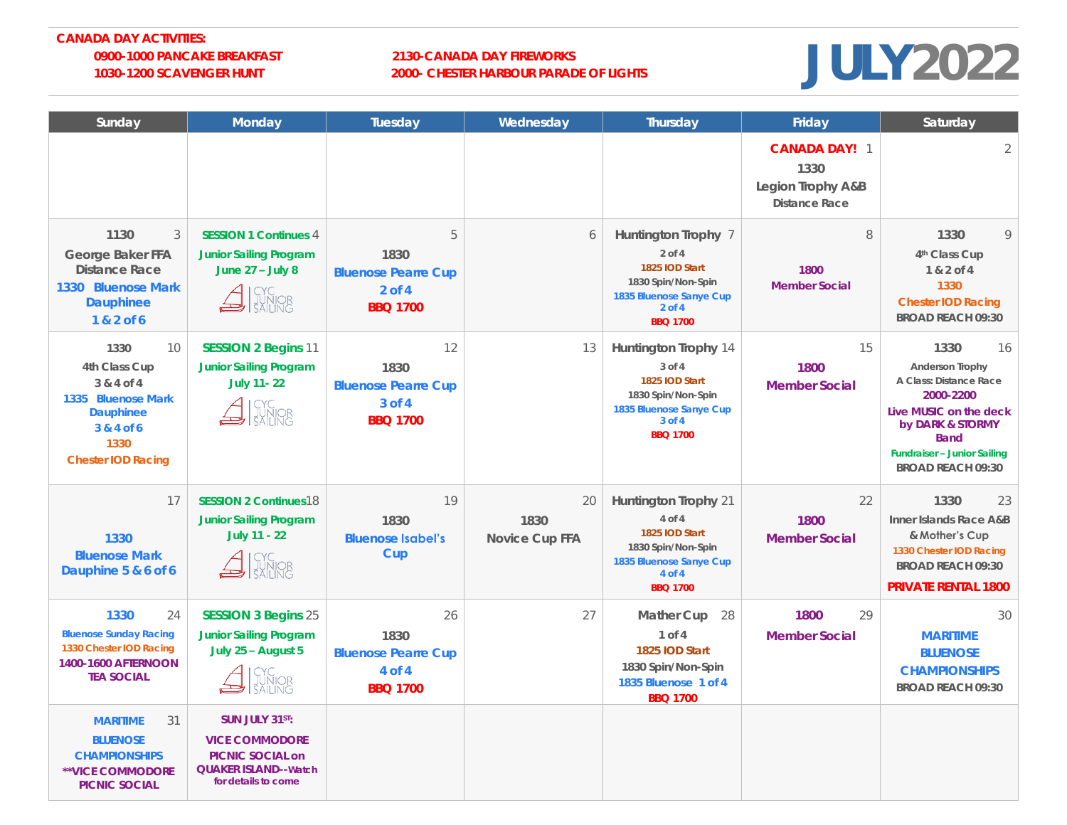**CANADA DAY ACTIVITIES:**

**0900-1000 PANCAKE BREAKFAST**
**1030-1200 SCAVENGER HUNT**

**2130-CANADA DAY FIREWORKS**
**2000- CHESTER HARBOUR PARADE OF LIGHTS**

# JULY 2022

| Sunday | Monday | Tuesday | Wednesday | Thursday | Friday | Saturday |
|---|---|---|---|---|---|---|
| | | | | | 1 CANADA DAY! 1330 Legion Trophy A&B Distance Race | 2 |
| 3 1130 George Baker FFA Distance Race 1330 Bluenose Mark Dauphinee 1 & 2 of 6 | 4 SESSION 1 Continues Junior Sailing Program June 27 – July 8 CYC JUNIOR SAILING | 5 1830 Bluenose Pearre Cup 2 of 4 BBQ 1700 | 6 | 7 Huntington Trophy 2 of 4 1825 IOD Start 1830 Spin/Non-Spin 1835 Bluenose Sanye Cup 2 of 4 BBQ 1700 | 8 1800 Member Social | 9 1330 4th Class Cup 1 & 2 of 4 1330 Chester IOD Racing BROAD REACH 09:30 |
| 10 1330 4th Class Cup 3 & 4 of 4 1335 Bluenose Mark Dauphinee 3 & 4 of 6 1330 Chester IOD Racing | 11 SESSION 2 Begins Junior Sailing Program July 11- 22 CYC JUNIOR SAILING | 12 1830 Bluenose Pearre Cup 3 of 4 BBQ 1700 | 13 | 14 Huntington Trophy 3 of 4 1825 IOD Start 1830 Spin/Non-Spin 1835 Bluenose Sanye Cup 3 of 4 BBQ 1700 | 15 1800 Member Social | 16 1330 Anderson Trophy A Class: Distance Race 2000-2200 Live MUSIC on the deck by DARK & STORMY Band Fundraiser – Junior Sailing BROAD REACH 09:30 |
| 17 1330 Bluenose Mark Dauphinee 5 & 6 of 6 | 18 SESSION 2 Continues Junior Sailing Program July 11 - 22 CYC JUNIOR SAILING | 19 1830 Bluenose Isabel's Cup | 20 1830 Novice Cup FFA | 21 Huntington Trophy 4 of 4 1825 IOD Start 1830 Spin/Non-Spin 1835 Bluenose Sanye Cup 4 of 4 BBQ 1700 | 22 1800 Member Social | 23 1330 Inner Islands Race A&B & Mother's Cup 1330 Chester IOD Racing BROAD REACH 09:30 PRIVATE RENTAL 1800 |
| 24 1330 Bluenose Sunday Racing 1330 Chester IOD Racing 1400-1600 AFTERNOON TEA SOCIAL | 25 SESSION 3 Begins Junior Sailing Program July 25 – August 5 CYC JUNIOR SAILING | 26 1830 Bluenose Pearre Cup 4 of 4 BBQ 1700 | 27 | 28 Mather Cup 1 of 4 1825 IOD Start 1830 Spin/Non-Spin 1835 Bluenose 1 of 4 BBQ 1700 | 29 1800 Member Social | 30 MARITIME BLUENOSE CHAMPIONSHIPS BROAD REACH 09:30 |
| 31 MARITIME BLUENOSE CHAMPIONSHIPS **VICE COMMODORE PICNIC SOCIAL | SUN JULY 31ST: VICE COMMODORE PICNIC SOCIAL on QUAKER ISLAND--Watch for details to come | | | | | |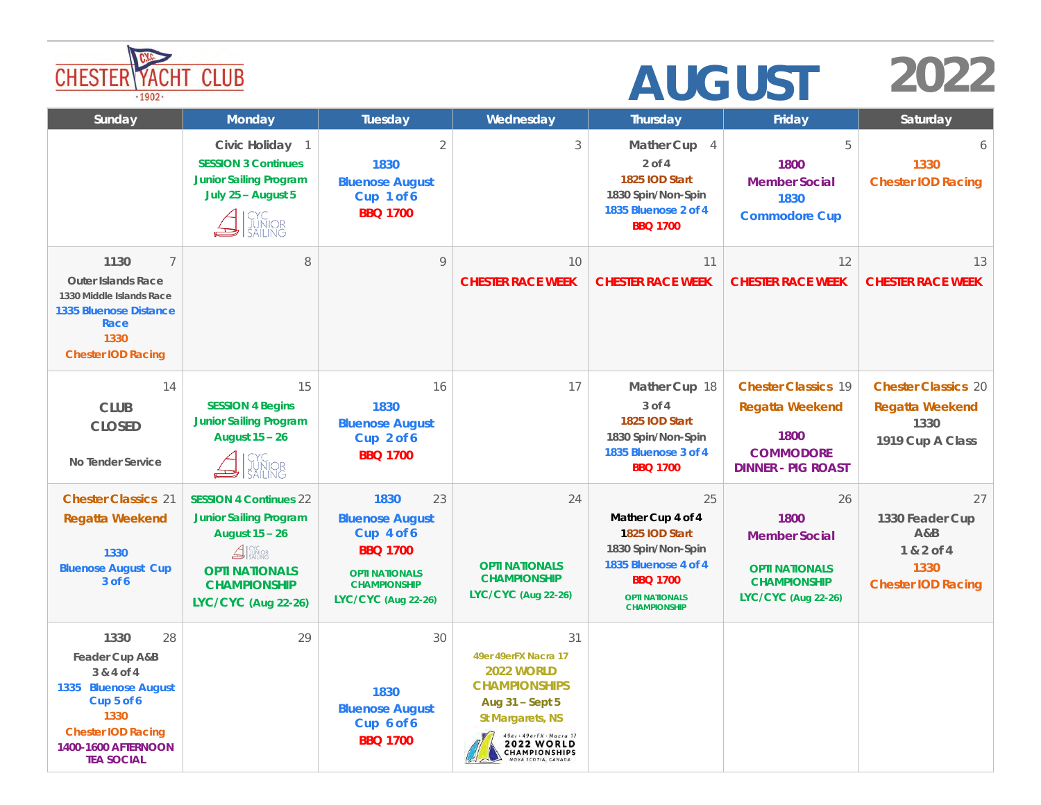# CHESTER YACHT CLUB · 1902 ·

# AUGUST 2022

| Sunday | Monday | Tuesday | Wednesday | Thursday | Friday | Saturday |
|---|---|---|---|---|---|---|
| | Civic Holiday 1 SESSION 3 Continues Junior Sailing Program July 25 – August 5 CYC JUNIOR SAILING | 2 1830 Bluenose August Cup 1 of 6 BBQ 1700 | 3 | Mather Cup 4 2 of 4 1825 IOD Start 1830 Spin/Non-Spin 1835 Bluenose 2 of 4 BBQ 1700 | 5 1800 Member Social 1830 Commodore Cup | 6 1330 Chester IOD Racing |
| 1130 7 Outer Islands Race 1330 Middle Islands Race 1335 Bluenose Distance Race 1330 Chester IOD Racing | 8 | 9 | 10 CHESTER RACE WEEK | 11 CHESTER RACE WEEK | 12 CHESTER RACE WEEK | 13 CHESTER RACE WEEK |
| 14 CLUB CLOSED No Tender Service | 15 SESSION 4 Begins Junior Sailing Program August 15 – 26 CYC JUNIOR SAILING | 16 1830 Bluenose August Cup 2 of 6 BBQ 1700 | 17 | Mather Cup 18 3 of 4 1825 IOD Start 1830 Spin/Non-Spin 1835 Bluenose 3 of 4 BBQ 1700 | Chester Classics 19 Regatta Weekend 1800 COMMODORE DINNER - PIG ROAST | Chester Classics 20 Regatta Weekend 1330 1919 Cup A Class |
| Chester Classics 21 Regatta Weekend 1330 Bluenose August Cup 3 of 6 | SESSION 4 Continues 22 Junior Sailing Program August 15 – 26 CYC JUNIOR SAILING OPTI NATIONALS CHAMPIONSHIP LYC/CYC (Aug 22-26) | 1830 23 Bluenose August Cup 4 of 6 BBQ 1700 OPTI NATIONALS CHAMPIONSHIP LYC/CYC (Aug 22-26) | 24 OPTI NATIONALS CHAMPIONSHIP LYC/CYC (Aug 22-26) | 25 Mather Cup 4 of 4 1825 IOD Start 1830 Spin/Non-Spin 1835 Bluenose 4 of 4 BBQ 1700 OPTI NATIONALS CHAMPIONSHIP | 26 1800 Member Social OPTI NATIONALS CHAMPIONSHIP LYC/CYC (Aug 22-26) | 27 1330 Feader Cup A&B 1 & 2 of 4 1330 Chester IOD Racing |
| 1330 28 Feader Cup A&B 3 & 4 of 4 1335 Bluenose August Cup 5 of 6 1330 Chester IOD Racing 1400-1600 AFTERNOON TEA SOCIAL | 29 | 30 1830 Bluenose August Cup 6 of 6 BBQ 1700 | 31 49er 49erFX Nacra 17 2022 WORLD CHAMPIONSHIPS Aug 31 – Sept 5 St Margarets, NS 49er · 49erFX · Nacra 17 2022 WORLD CHAMPIONSHIPS NOVA SCOTIA, CANADA | | | |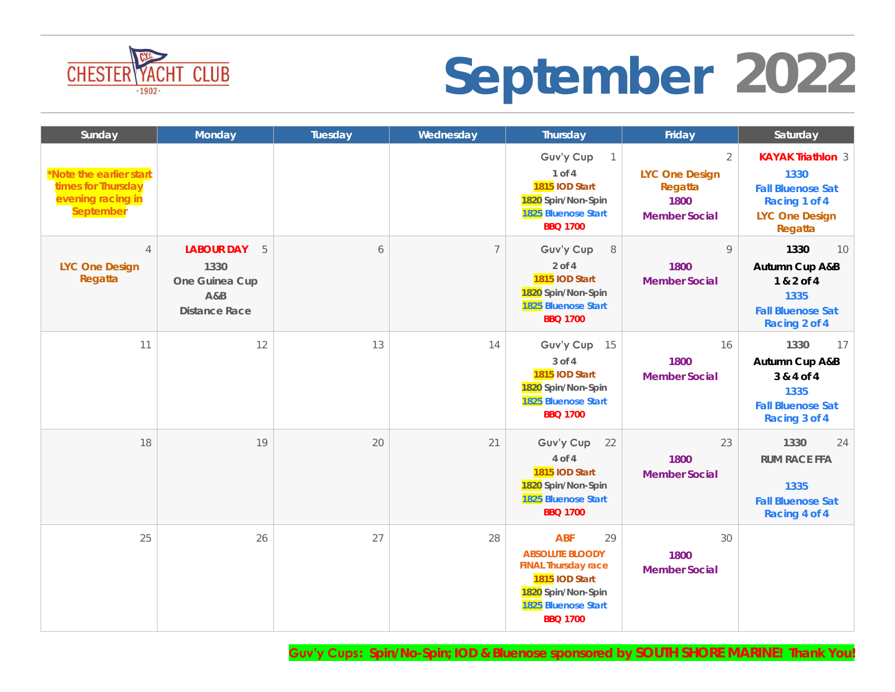CHESTER YACHT CLUB ·1902·

# September 2022

| Sunday | Monday | Tuesday | Wednesday | Thursday | Friday | Saturday |
|---|---|---|---|---|---|---|
| *Note the earlier start times for Thursday evening racing in September | | | | 1 Guv'y Cup 1 of 4 1815 IOD Start 1820 Spin/Non-Spin 1825 Bluenose Start BBQ 1700 | 2 LYC One Design Regatta 1800 Member Social | 3 KAYAK Triathlon 1330 Fall Bluenose Sat Racing 1 of 4 LYC One Design Regatta |
| 4 LYC One Design Regatta | 5 LABOUR DAY 1330 One Guinea Cup A&B Distance Race | 6 | 7 | 8 Guv'y Cup 2 of 4 1815 IOD Start 1820 Spin/Non-Spin 1825 Bluenose Start BBQ 1700 | 9 1800 Member Social | 10 1330 Autumn Cup A&B 1 & 2 of 4 1335 Fall Bluenose Sat Racing 2 of 4 |
| 11 | 12 | 13 | 14 | 15 Guv'y Cup 3 of 4 1815 IOD Start 1820 Spin/Non-Spin 1825 Bluenose Start BBQ 1700 | 16 1800 Member Social | 17 1330 Autumn Cup A&B 3 & 4 of 4 1335 Fall Bluenose Sat Racing 3 of 4 |
| 18 | 19 | 20 | 21 | 22 Guv'y Cup 4 of 4 1815 IOD Start 1820 Spin/Non-Spin 1825 Bluenose Start BBQ 1700 | 23 1800 Member Social | 24 1330 RUM RACE FFA 1335 Fall Bluenose Sat Racing 4 of 4 |
| 25 | 26 | 27 | 28 | 29 ABF ABSOLUTE BLOODY FINAL Thursday race 1815 IOD Start 1820 Spin/Non-Spin 1825 Bluenose Start BBQ 1700 | 30 1800 Member Social | |

Guv'y Cups: Spin/No-Spin; IOD & Bluenose sponsored by SOUTH SHORE MARINE! Thank You!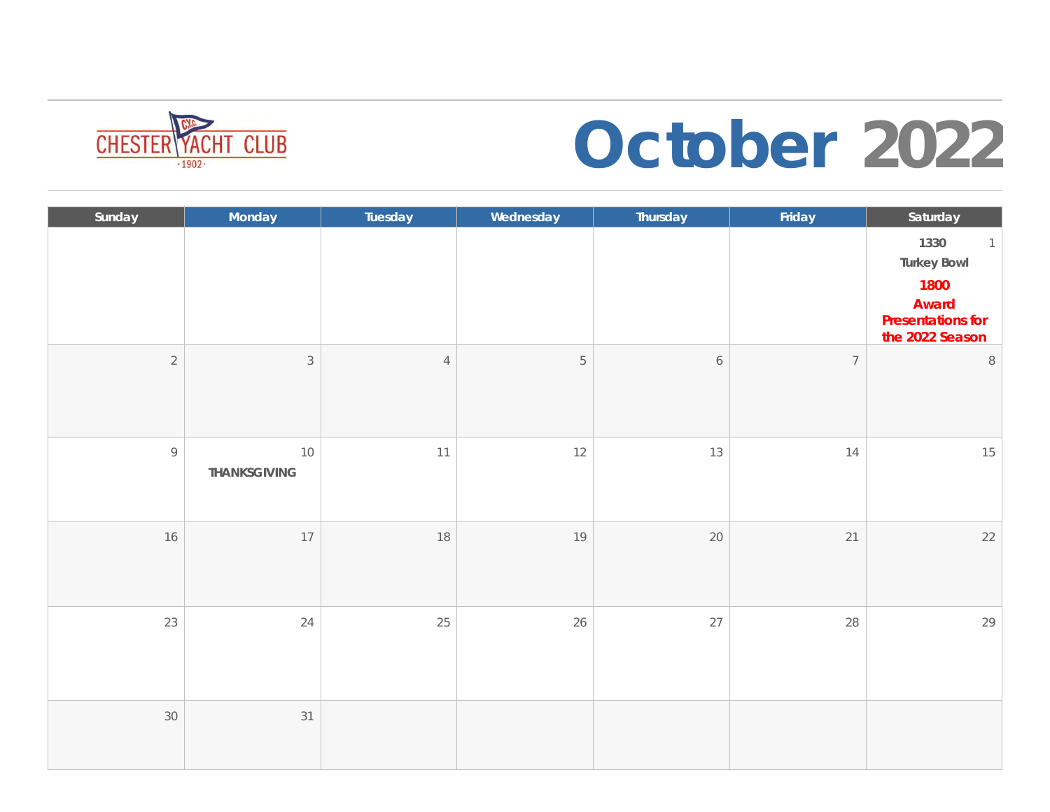CHESTER YACHT CLUB
·1902·

# October 2022

| Sunday | Monday | Tuesday | Wednesday | Thursday | Friday | Saturday |
|---|---|---|---|---|---|---|
| | | | | | | 1 **1330** **Turkey Bowl** **1800** **Award Presentations for the 2022 Season** |
| 2 | 3 | 4 | 5 | 6 | 7 | 8 |
| 9 | 10 **THANKSGIVING** | 11 | 12 | 13 | 14 | 15 |
| 16 | 17 | 18 | 19 | 20 | 21 | 22 |
| 23 | 24 | 25 | 26 | 27 | 28 | 29 |
| 30 | 31 | | | | | |